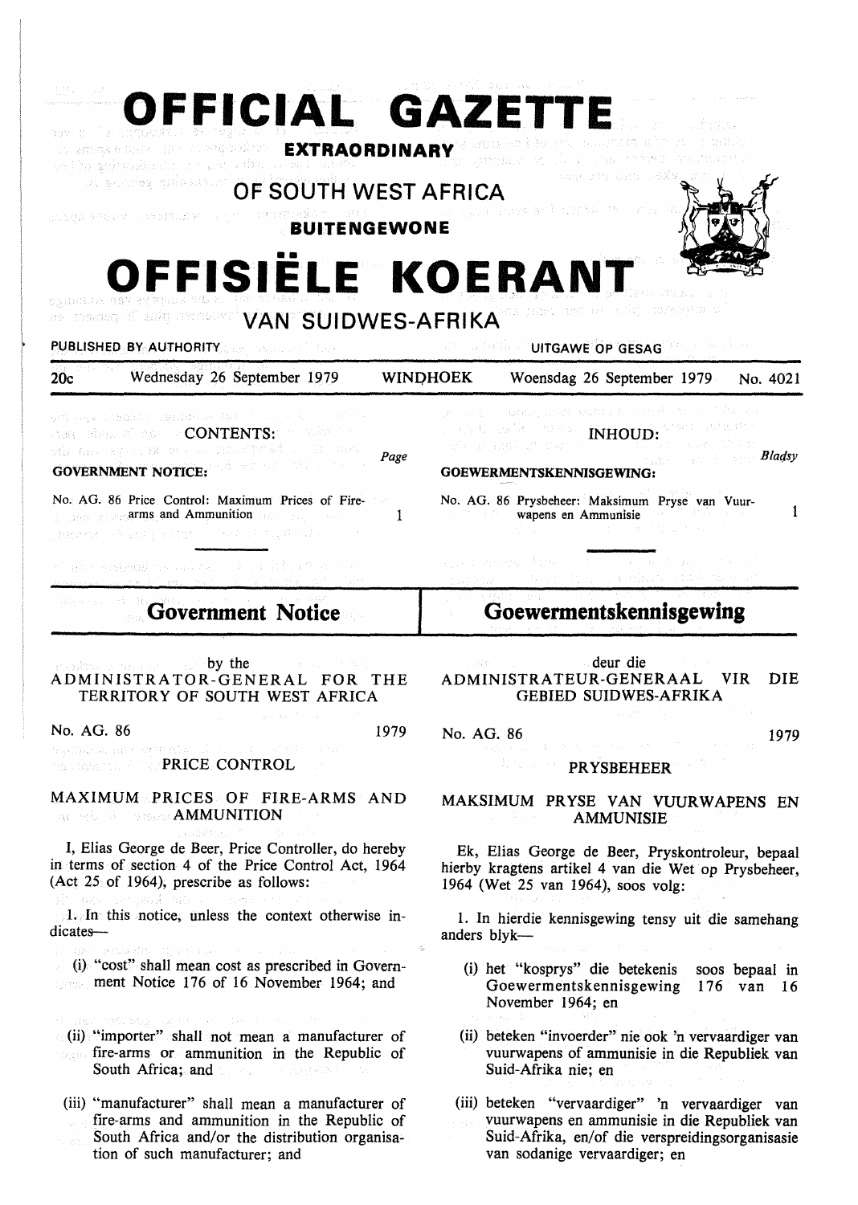# OFFICIAL GAZETTE

**EXTRAORDINARY**

## OF SOUTH WEST AFRICA

**BUITENGEWONE**

# OFFISIËLE KOERANT

## VAN SUIDWES-AFRIKA

PUBLISHED BY AUTHORITY — UITGAWE OP GESAG

20c — Wednesday 26 September 1979 — WINDHOEK — Woensdag 26 September 1979 — No. 4021

**CONTENTS:**

| | Page |
|---|---|
| **GOVERNMENT NOTICE:** | |
| No. AG. 86 Price Control: Maximum Prices of Fire-arms and Ammunition | 1 |

**INHOUD:**

| | Bladsy |
|---|---|
| **GOEWERMENTSKENNISGEWING:** | |
| No. AG. 86 Prysbeheer: Maksimum Pryse van Vuurwapens en Ammunisie | 1 |

## Government Notice

by the
ADMINISTRATOR-GENERAL FOR THE TERRITORY OF SOUTH WEST AFRICA

No. AG. 86 — 1979

PRICE CONTROL

MAXIMUM PRICES OF FIRE-ARMS AND AMMUNITION

I, Elias George de Beer, Price Controller, do hereby in terms of section 4 of the Price Control Act, 1964 (Act 25 of 1964), prescribe as follows:

1. In this notice, unless the context otherwise indicates—

   (i) "cost" shall mean cost as prescribed in Government Notice 176 of 16 November 1964; and

   (ii) "importer" shall not mean a manufacturer of fire-arms or ammunition in the Republic of South Africa; and

   (iii) "manufacturer" shall mean a manufacturer of fire-arms and ammunition in the Republic of South Africa and/or the distribution organisation of such manufacturer; and

## Goewermentskennisgewing

deur die
ADMINISTRATEUR-GENERAAL VIR DIE GEBIED SUIDWES-AFRIKA

No. AG. 86 — 1979

PRYSBEHEER

MAKSIMUM PRYSE VAN VUURWAPENS EN AMMUNISIE

Ek, Elias George de Beer, Pryskontroleur, bepaal hierby kragtens artikel 4 van die Wet op Prysbeheer, 1964 (Wet 25 van 1964), soos volg:

1. In hierdie kennisgewing tensy uit die samehang anders blyk—

   (i) het "kosprys" die betekenis soos bepaal in Goewermentskennisgewing 176 van 16 November 1964; en

   (ii) beteken "invoerder" nie ook 'n vervaardiger van vuurwapens of ammunisie in die Republiek van Suid-Afrika nie; en

   (iii) beteken "vervaardiger" 'n vervaardiger van vuurwapens en ammunisie in die Republiek van Suid-Afrika, en/of die verspreidingsorganisasie van sodanige vervaardiger; en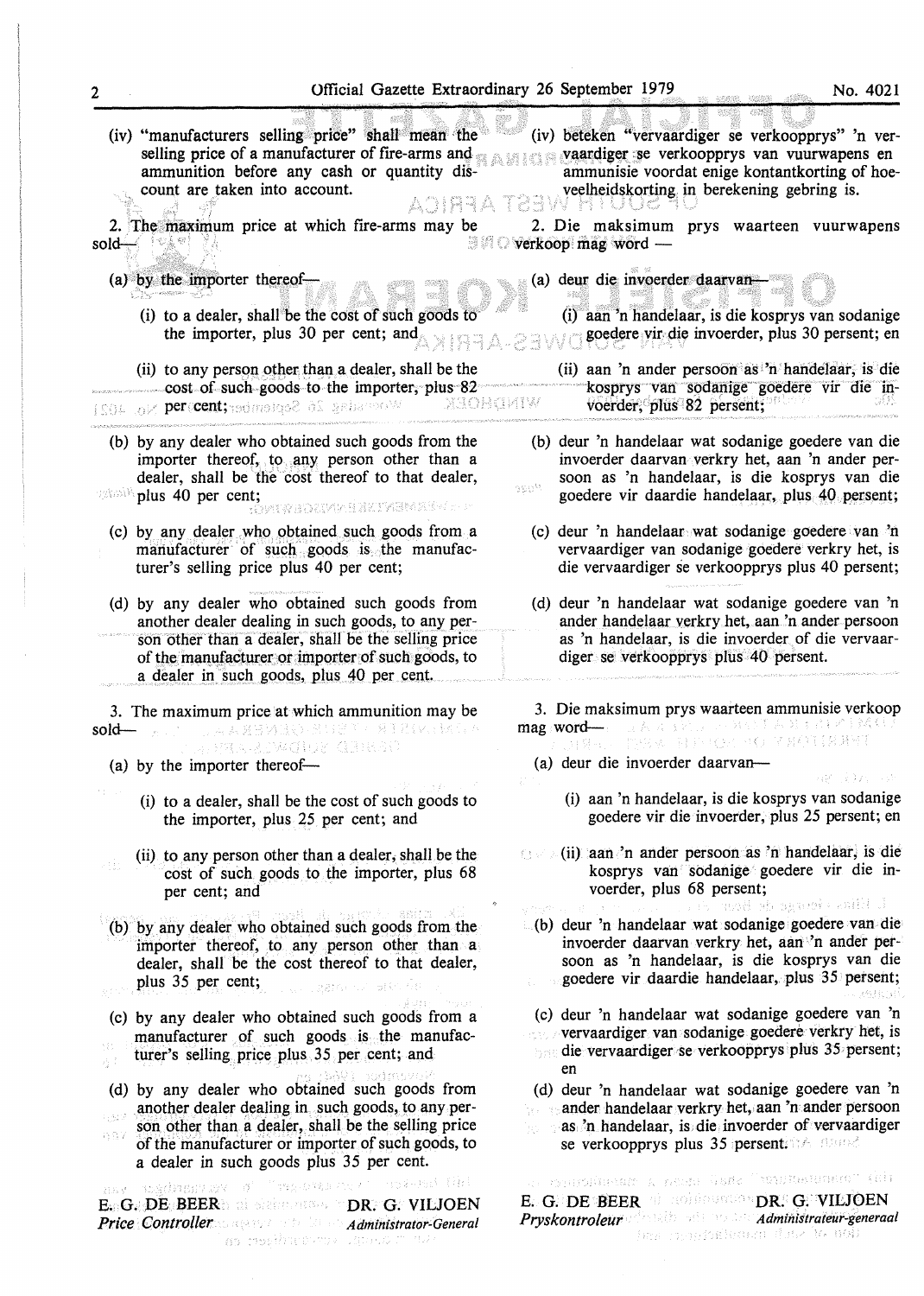(iv) "manufacturers selling price" shall mean the selling price of a manufacturer of fire-arms and ammunition before any cash or quantity discount are taken into account.

2. The maximum price at which fire-arms may be sold—

(a) by the importer thereof—

(i) to a dealer, shall be the cost of such goods to the importer, plus 30 per cent; and

(ii) to any person other than a dealer, shall be the cost of such goods to the importer, plus 82 per cent;

(b) by any dealer who obtained such goods from the importer thereof, to any person other than a dealer, shall be the cost thereof to that dealer, plus 40 per cent;

(c) by any dealer who obtained such goods from a manufacturer of such goods is the manufacturer's selling price plus 40 per cent;

(d) by any dealer who obtained such goods from another dealer dealing in such goods, to any person other than a dealer, shall be the selling price of the manufacturer or importer of such goods, to a dealer in such goods, plus 40 per cent.

3. The maximum price at which ammunition may be sold—

(a) by the importer thereof—

(i) to a dealer, shall be the cost of such goods to the importer, plus 25 per cent; and

(ii) to any person other than a dealer, shall be the cost of such goods to the importer, plus 68 per cent; and

(b) by any dealer who obtained such goods from the importer thereof, to any person other than a dealer, shall be the cost thereof to that dealer, plus 35 per cent;

(c) by any dealer who obtained such goods from a manufacturer of such goods is the manufacturer's selling price plus 35 per cent; and

(d) by any dealer who obtained such goods from another dealer dealing in such goods, to any person other than a dealer, shall be the selling price of the manufacturer or importer of such goods, to a dealer in such goods plus 35 per cent.

E. G. DE BEER
*Price Controller*

DR. G. VILJOEN
*Administrator-General*

(iv) beteken "vervaardiger se verkoopprys" 'n vervaardiger se verkoopprys van vuurwapens en ammunisie voordat enige kontantkorting of hoeveelheidskorting in berekening gebring is.

2. Die maksimum prys waarteen vuurwapens verkoop mag word —

(a) deur die invoerder daarvan—

(i) aan 'n handelaar, is die kosprys van sodanige goedere vir die invoerder, plus 30 persent; en

(ii) aan 'n ander persoon as 'n handelaar, is die kosprys van sodanige goedere vir die invoerder, plus 82 persent;

(b) deur 'n handelaar wat sodanige goedere van die invoerder daarvan verkry het, aan 'n ander persoon as 'n handelaar, is die kosprys van die goedere vir daardie handelaar, plus 40 persent;

(c) deur 'n handelaar wat sodanige goedere van 'n vervaardiger van sodanige goedere verkry het, is die vervaardiger se verkoopprys plus 40 persent;

(d) deur 'n handelaar wat sodanige goedere van 'n ander handelaar verkry het, aan 'n ander persoon as 'n handelaar, is die invoerder of die vervaardiger se verkoopprys plus 40 persent.

3. Die maksimum prys waarteen ammunisie verkoop mag word—

(a) deur die invoerder daarvan—

(i) aan 'n handelaar, is die kosprys van sodanige goedere vir die invoerder, plus 25 persent; en

(ii) aan 'n ander persoon as 'n handelaar, is die kosprys van sodanige goedere vir die invoerder, plus 68 persent;

(b) deur 'n handelaar wat sodanige goedere van die invoerder daarvan verkry het, aan 'n ander persoon as 'n handelaar, is die kosprys van die goedere vir daardie handelaar, plus 35 persent;

(c) deur 'n handelaar wat sodanige goedere van 'n vervaardiger van sodanige goedere verkry het, is die vervaardiger se verkoopprys plus 35 persent; en

(d) deur 'n handelaar wat sodanige goedere van 'n ander handelaar verkry het, aan 'n ander persoon as 'n handelaar, is die invoerder of vervaardiger se verkoopprys plus 35 persent.

E. G. DE BEER
*Pryskontroleur*

DR. G. VILJOEN
*Administrateur-generaal*